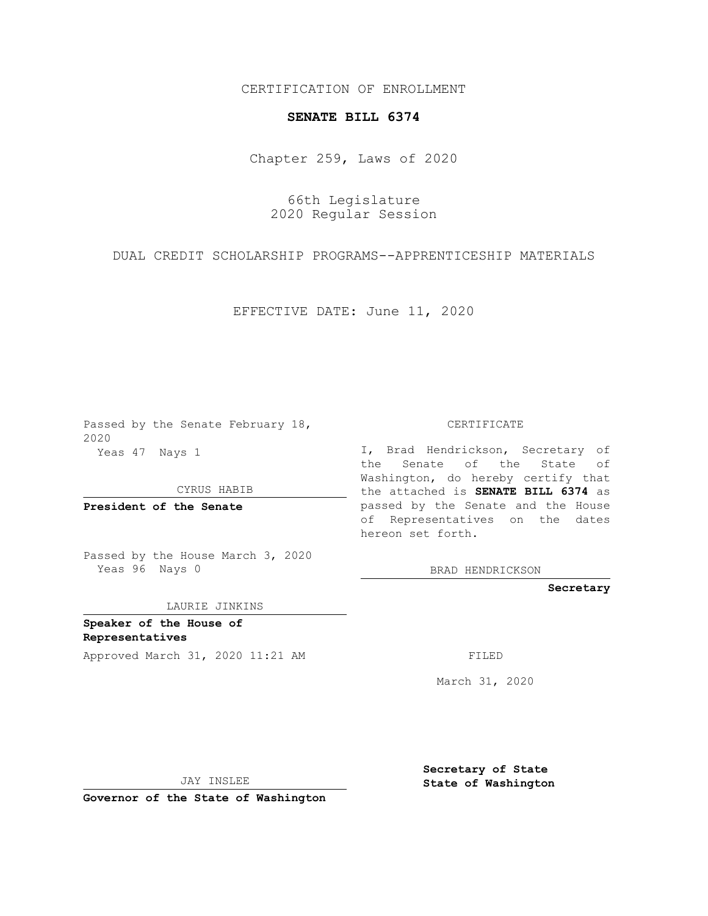CERTIFICATION OF ENROLLMENT

**SENATE BILL 6374**

Chapter 259, Laws of 2020

66th Legislature
2020 Regular Session

DUAL CREDIT SCHOLARSHIP PROGRAMS--APPRENTICESHIP MATERIALS

EFFECTIVE DATE: June 11, 2020

Passed by the Senate February 18, 2020
Yeas 47 Nays 1

CYRUS HABIB

**President of the Senate**

Passed by the House March 3, 2020
Yeas 96 Nays 0

LAURIE JINKINS

**Speaker of the House of Representatives**

Approved March 31, 2020 11:21 AM

JAY INSLEE

**Governor of the State of Washington**

CERTIFICATE

I, Brad Hendrickson, Secretary of the Senate of the State of Washington, do hereby certify that the attached is **SENATE BILL 6374** as passed by the Senate and the House of Representatives on the dates hereon set forth.

BRAD HENDRICKSON

**Secretary**

FILED

March 31, 2020

**Secretary of State State of Washington**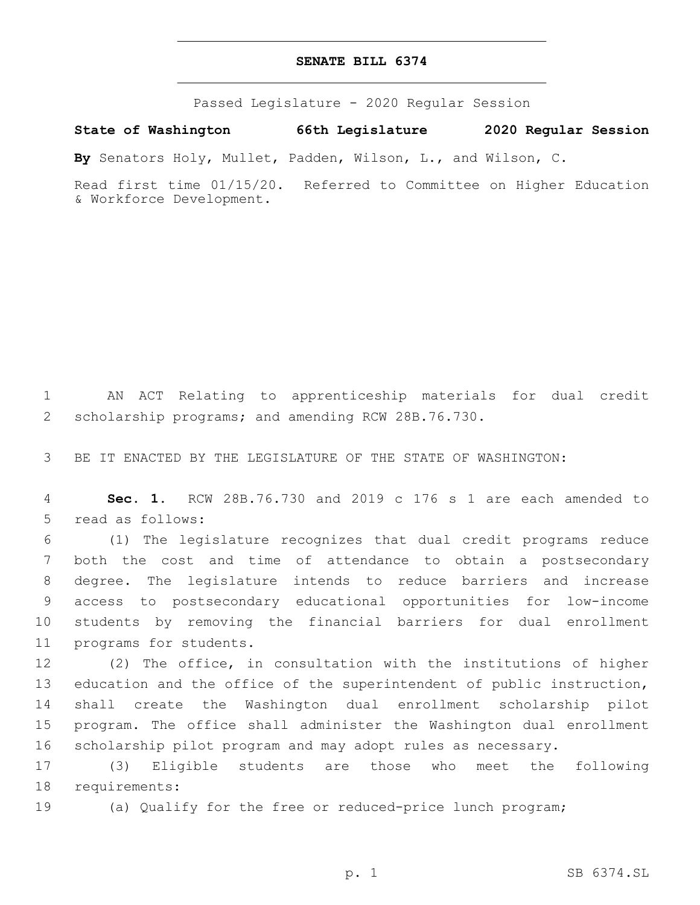# SENATE BILL 6374

Passed Legislature - 2020 Regular Session

**State of Washington 66th Legislature 2020 Regular Session**

**By** Senators Holy, Mullet, Padden, Wilson, L., and Wilson, C.

Read first time 01/15/20. Referred to Committee on Higher Education & Workforce Development.

1 AN ACT Relating to apprenticeship materials for dual credit
2 scholarship programs; and amending RCW 28B.76.730.

3 BE IT ENACTED BY THE LEGISLATURE OF THE STATE OF WASHINGTON:

4 **Sec. 1.** RCW 28B.76.730 and 2019 c 176 s 1 are each amended to
5 read as follows:

6 (1) The legislature recognizes that dual credit programs reduce
7 both the cost and time of attendance to obtain a postsecondary
8 degree. The legislature intends to reduce barriers and increase
9 access to postsecondary educational opportunities for low-income
10 students by removing the financial barriers for dual enrollment
11 programs for students.

12 (2) The office, in consultation with the institutions of higher
13 education and the office of the superintendent of public instruction,
14 shall create the Washington dual enrollment scholarship pilot
15 program. The office shall administer the Washington dual enrollment
16 scholarship pilot program and may adopt rules as necessary.

17 (3) Eligible students are those who meet the following
18 requirements:

19 (a) Qualify for the free or reduced-price lunch program;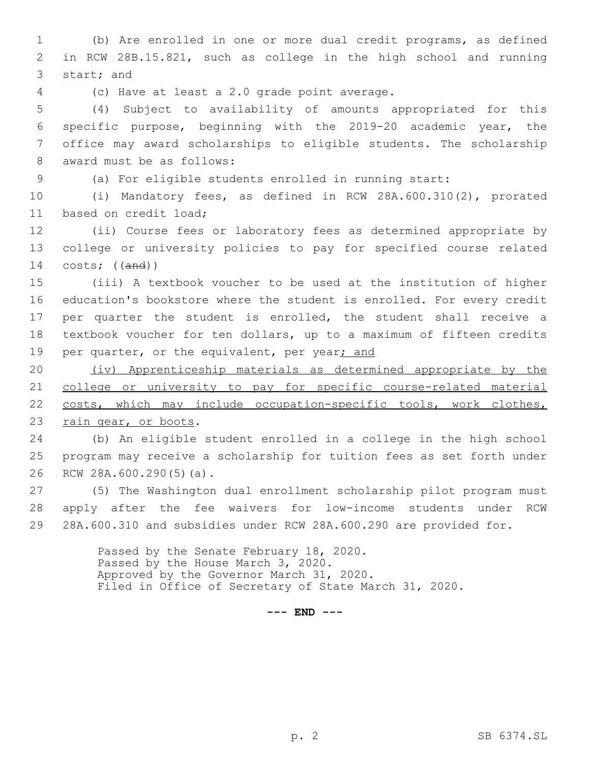(b) Are enrolled in one or more dual credit programs, as defined in RCW 28B.15.821, such as college in the high school and running start; and

(c) Have at least a 2.0 grade point average.

(4) Subject to availability of amounts appropriated for this specific purpose, beginning with the 2019-20 academic year, the office may award scholarships to eligible students. The scholarship award must be as follows:

(a) For eligible students enrolled in running start:

(i) Mandatory fees, as defined in RCW 28A.600.310(2), prorated based on credit load;

(ii) Course fees or laboratory fees as determined appropriate by college or university policies to pay for specified course related costs; ((~~and~~))

(iii) A textbook voucher to be used at the institution of higher education's bookstore where the student is enrolled. For every credit per quarter the student is enrolled, the student shall receive a textbook voucher for ten dollars, up to a maximum of fifteen credits per quarter, or the equivalent, per year<u>; and</u>

<u>(iv) Apprenticeship materials as determined appropriate by the college or university to pay for specific course-related material costs, which may include occupation-specific tools, work clothes, rain gear, or boots</u>.

(b) An eligible student enrolled in a college in the high school program may receive a scholarship for tuition fees as set forth under RCW 28A.600.290(5)(a).

(5) The Washington dual enrollment scholarship pilot program must apply after the fee waivers for low-income students under RCW 28A.600.310 and subsidies under RCW 28A.600.290 are provided for.

Passed by the Senate February 18, 2020.
Passed by the House March 3, 2020.
Approved by the Governor March 31, 2020.
Filed in Office of Secretary of State March 31, 2020.

**--- END ---**